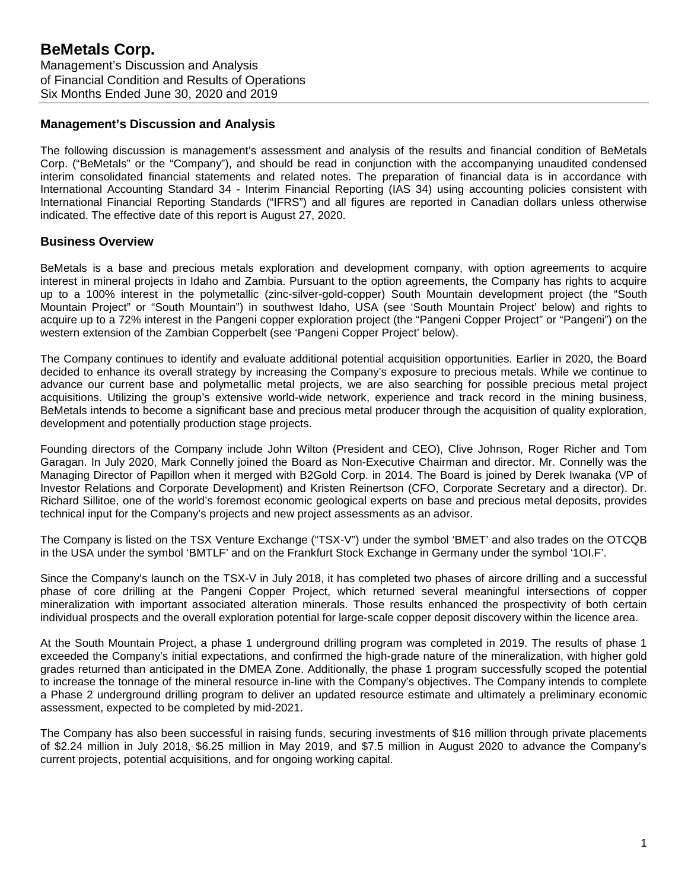# BeMetals Corp.

Management's Discussion and Analysis
of Financial Condition and Results of Operations
Six Months Ended June 30, 2020 and 2019

## Management's Discussion and Analysis

The following discussion is management's assessment and analysis of the results and financial condition of BeMetals Corp. ("BeMetals" or the "Company"), and should be read in conjunction with the accompanying unaudited condensed interim consolidated financial statements and related notes. The preparation of financial data is in accordance with International Accounting Standard 34 - Interim Financial Reporting (IAS 34) using accounting policies consistent with International Financial Reporting Standards ("IFRS") and all figures are reported in Canadian dollars unless otherwise indicated. The effective date of this report is August 27, 2020.

## Business Overview

BeMetals is a base and precious metals exploration and development company, with option agreements to acquire interest in mineral projects in Idaho and Zambia. Pursuant to the option agreements, the Company has rights to acquire up to a 100% interest in the polymetallic (zinc-silver-gold-copper) South Mountain development project (the "South Mountain Project" or "South Mountain") in southwest Idaho, USA (see 'South Mountain Project' below) and rights to acquire up to a 72% interest in the Pangeni copper exploration project (the "Pangeni Copper Project" or "Pangeni") on the western extension of the Zambian Copperbelt (see 'Pangeni Copper Project' below).

The Company continues to identify and evaluate additional potential acquisition opportunities. Earlier in 2020, the Board decided to enhance its overall strategy by increasing the Company's exposure to precious metals. While we continue to advance our current base and polymetallic metal projects, we are also searching for possible precious metal project acquisitions. Utilizing the group's extensive world-wide network, experience and track record in the mining business, BeMetals intends to become a significant base and precious metal producer through the acquisition of quality exploration, development and potentially production stage projects.

Founding directors of the Company include John Wilton (President and CEO), Clive Johnson, Roger Richer and Tom Garagan. In July 2020, Mark Connelly joined the Board as Non-Executive Chairman and director. Mr. Connelly was the Managing Director of Papillon when it merged with B2Gold Corp. in 2014. The Board is joined by Derek Iwanaka (VP of Investor Relations and Corporate Development) and Kristen Reinertson (CFO, Corporate Secretary and a director). Dr. Richard Sillitoe, one of the world's foremost economic geological experts on base and precious metal deposits, provides technical input for the Company's projects and new project assessments as an advisor.

The Company is listed on the TSX Venture Exchange ("TSX-V") under the symbol 'BMET' and also trades on the OTCQB in the USA under the symbol 'BMTLF' and on the Frankfurt Stock Exchange in Germany under the symbol '1OI.F'.

Since the Company's launch on the TSX-V in July 2018, it has completed two phases of aircore drilling and a successful phase of core drilling at the Pangeni Copper Project, which returned several meaningful intersections of copper mineralization with important associated alteration minerals. Those results enhanced the prospectivity of both certain individual prospects and the overall exploration potential for large-scale copper deposit discovery within the licence area.

At the South Mountain Project, a phase 1 underground drilling program was completed in 2019. The results of phase 1 exceeded the Company's initial expectations, and confirmed the high-grade nature of the mineralization, with higher gold grades returned than anticipated in the DMEA Zone. Additionally, the phase 1 program successfully scoped the potential to increase the tonnage of the mineral resource in-line with the Company's objectives. The Company intends to complete a Phase 2 underground drilling program to deliver an updated resource estimate and ultimately a preliminary economic assessment, expected to be completed by mid-2021.

The Company has also been successful in raising funds, securing investments of $16 million through private placements of $2.24 million in July 2018, $6.25 million in May 2019, and $7.5 million in August 2020 to advance the Company's current projects, potential acquisitions, and for ongoing working capital.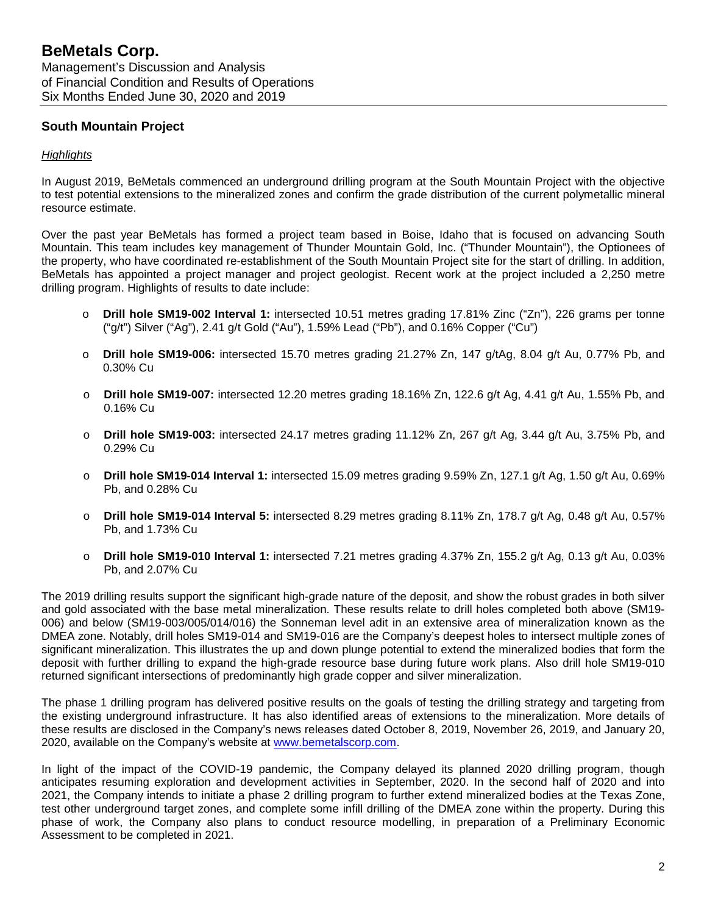## South Mountain Project

*Highlights*

In August 2019, BeMetals commenced an underground drilling program at the South Mountain Project with the objective to test potential extensions to the mineralized zones and confirm the grade distribution of the current polymetallic mineral resource estimate.

Over the past year BeMetals has formed a project team based in Boise, Idaho that is focused on advancing South Mountain. This team includes key management of Thunder Mountain Gold, Inc. ("Thunder Mountain"), the Optionees of the property, who have coordinated re-establishment of the South Mountain Project site for the start of drilling. In addition, BeMetals has appointed a project manager and project geologist. Recent work at the project included a 2,250 metre drilling program. Highlights of results to date include:

- **Drill hole SM19-002 Interval 1:** intersected 10.51 metres grading 17.81% Zinc ("Zn"), 226 grams per tonne ("g/t") Silver ("Ag"), 2.41 g/t Gold ("Au"), 1.59% Lead ("Pb"), and 0.16% Copper ("Cu")
- **Drill hole SM19-006:** intersected 15.70 metres grading 21.27% Zn, 147 g/tAg, 8.04 g/t Au, 0.77% Pb, and 0.30% Cu
- **Drill hole SM19-007:** intersected 12.20 metres grading 18.16% Zn, 122.6 g/t Ag, 4.41 g/t Au, 1.55% Pb, and 0.16% Cu
- **Drill hole SM19-003:** intersected 24.17 metres grading 11.12% Zn, 267 g/t Ag, 3.44 g/t Au, 3.75% Pb, and 0.29% Cu
- **Drill hole SM19-014 Interval 1:** intersected 15.09 metres grading 9.59% Zn, 127.1 g/t Ag, 1.50 g/t Au, 0.69% Pb, and 0.28% Cu
- **Drill hole SM19-014 Interval 5:** intersected 8.29 metres grading 8.11% Zn, 178.7 g/t Ag, 0.48 g/t Au, 0.57% Pb, and 1.73% Cu
- **Drill hole SM19-010 Interval 1:** intersected 7.21 metres grading 4.37% Zn, 155.2 g/t Ag, 0.13 g/t Au, 0.03% Pb, and 2.07% Cu

The 2019 drilling results support the significant high-grade nature of the deposit, and show the robust grades in both silver and gold associated with the base metal mineralization. These results relate to drill holes completed both above (SM19-006) and below (SM19-003/005/014/016) the Sonneman level adit in an extensive area of mineralization known as the DMEA zone. Notably, drill holes SM19-014 and SM19-016 are the Company's deepest holes to intersect multiple zones of significant mineralization. This illustrates the up and down plunge potential to extend the mineralized bodies that form the deposit with further drilling to expand the high-grade resource base during future work plans. Also drill hole SM19-010 returned significant intersections of predominantly high grade copper and silver mineralization.

The phase 1 drilling program has delivered positive results on the goals of testing the drilling strategy and targeting from the existing underground infrastructure. It has also identified areas of extensions to the mineralization. More details of these results are disclosed in the Company's news releases dated October 8, 2019, November 26, 2019, and January 20, 2020, available on the Company's website at www.bemetalscorp.com.

In light of the impact of the COVID-19 pandemic, the Company delayed its planned 2020 drilling program, though anticipates resuming exploration and development activities in September, 2020. In the second half of 2020 and into 2021, the Company intends to initiate a phase 2 drilling program to further extend mineralized bodies at the Texas Zone, test other underground target zones, and complete some infill drilling of the DMEA zone within the property. During this phase of work, the Company also plans to conduct resource modelling, in preparation of a Preliminary Economic Assessment to be completed in 2021.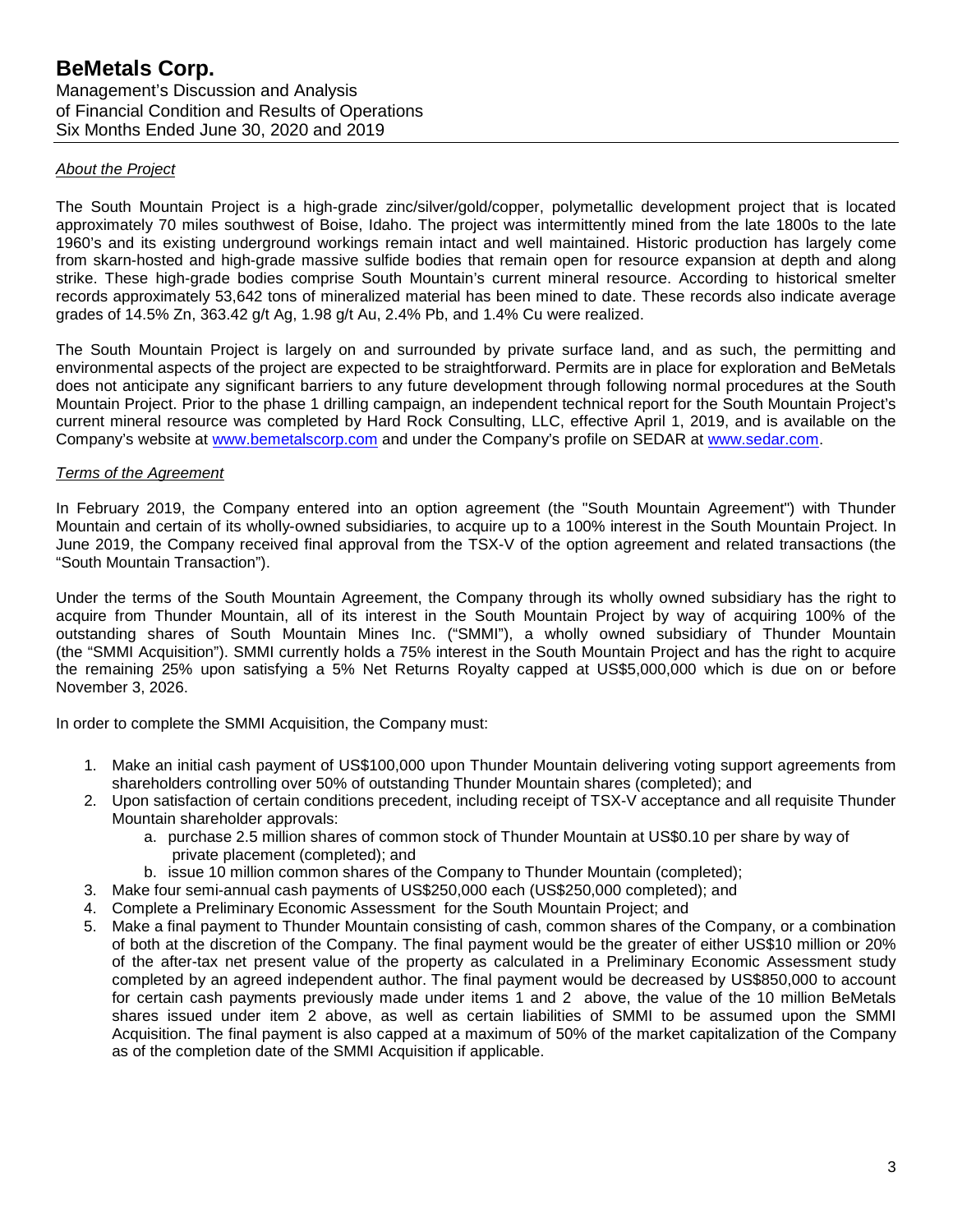*About the Project*

The South Mountain Project is a high-grade zinc/silver/gold/copper, polymetallic development project that is located approximately 70 miles southwest of Boise, Idaho. The project was intermittently mined from the late 1800s to the late 1960's and its existing underground workings remain intact and well maintained. Historic production has largely come from skarn-hosted and high-grade massive sulfide bodies that remain open for resource expansion at depth and along strike. These high-grade bodies comprise South Mountain's current mineral resource. According to historical smelter records approximately 53,642 tons of mineralized material has been mined to date. These records also indicate average grades of 14.5% Zn, 363.42 g/t Ag, 1.98 g/t Au, 2.4% Pb, and 1.4% Cu were realized.

The South Mountain Project is largely on and surrounded by private surface land, and as such, the permitting and environmental aspects of the project are expected to be straightforward. Permits are in place for exploration and BeMetals does not anticipate any significant barriers to any future development through following normal procedures at the South Mountain Project. Prior to the phase 1 drilling campaign, an independent technical report for the South Mountain Project's current mineral resource was completed by Hard Rock Consulting, LLC, effective April 1, 2019, and is available on the Company's website at www.bemetalscorp.com and under the Company's profile on SEDAR at www.sedar.com.

*Terms of the Agreement*

In February 2019, the Company entered into an option agreement (the "South Mountain Agreement") with Thunder Mountain and certain of its wholly-owned subsidiaries, to acquire up to a 100% interest in the South Mountain Project. In June 2019, the Company received final approval from the TSX-V of the option agreement and related transactions (the "South Mountain Transaction").

Under the terms of the South Mountain Agreement, the Company through its wholly owned subsidiary has the right to acquire from Thunder Mountain, all of its interest in the South Mountain Project by way of acquiring 100% of the outstanding shares of South Mountain Mines Inc. ("SMMI"), a wholly owned subsidiary of Thunder Mountain (the "SMMI Acquisition"). SMMI currently holds a 75% interest in the South Mountain Project and has the right to acquire the remaining 25% upon satisfying a 5% Net Returns Royalty capped at US$5,000,000 which is due on or before November 3, 2026.

In order to complete the SMMI Acquisition, the Company must:

1. Make an initial cash payment of US$100,000 upon Thunder Mountain delivering voting support agreements from shareholders controlling over 50% of outstanding Thunder Mountain shares (completed); and
2. Upon satisfaction of certain conditions precedent, including receipt of TSX-V acceptance and all requisite Thunder Mountain shareholder approvals:
   a. purchase 2.5 million shares of common stock of Thunder Mountain at US$0.10 per share by way of private placement (completed); and
   b. issue 10 million common shares of the Company to Thunder Mountain (completed);
3. Make four semi-annual cash payments of US$250,000 each (US$250,000 completed); and
4. Complete a Preliminary Economic Assessment for the South Mountain Project; and
5. Make a final payment to Thunder Mountain consisting of cash, common shares of the Company, or a combination of both at the discretion of the Company. The final payment would be the greater of either US$10 million or 20% of the after-tax net present value of the property as calculated in a Preliminary Economic Assessment study completed by an agreed independent author. The final payment would be decreased by US$850,000 to account for certain cash payments previously made under items 1 and 2 above, the value of the 10 million BeMetals shares issued under item 2 above, as well as certain liabilities of SMMI to be assumed upon the SMMI Acquisition. The final payment is also capped at a maximum of 50% of the market capitalization of the Company as of the completion date of the SMMI Acquisition if applicable.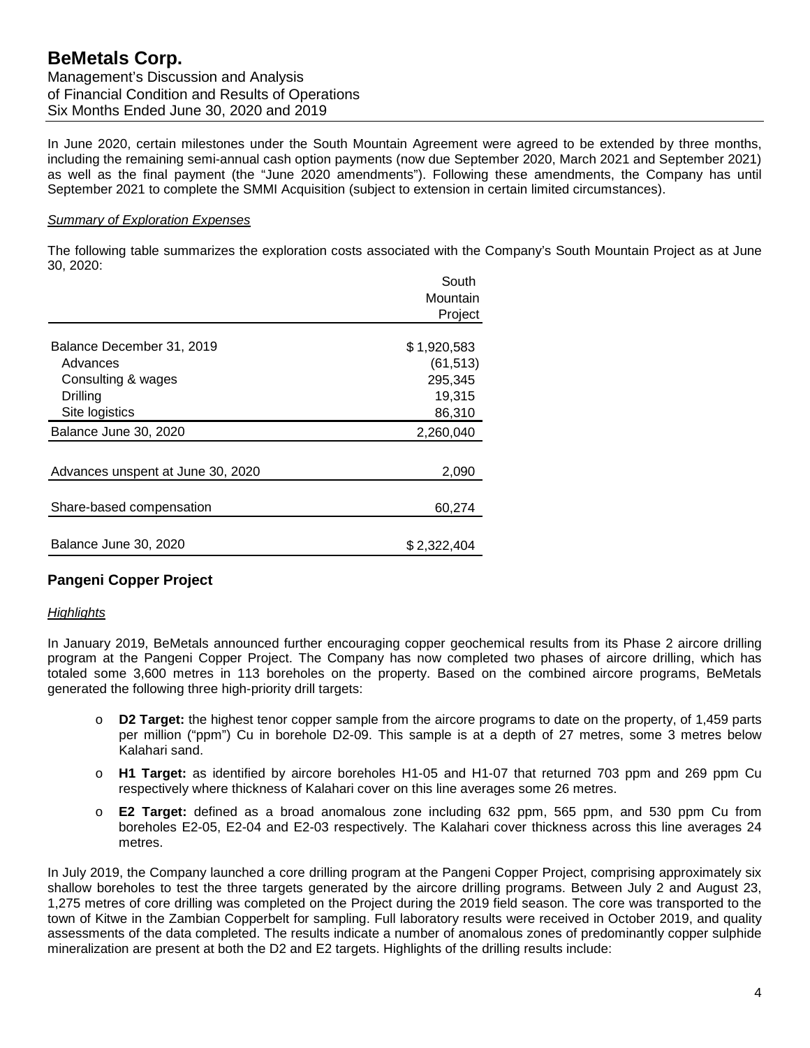In June 2020, certain milestones under the South Mountain Agreement were agreed to be extended by three months, including the remaining semi-annual cash option payments (now due September 2020, March 2021 and September 2021) as well as the final payment (the "June 2020 amendments"). Following these amendments, the Company has until September 2021 to complete the SMMI Acquisition (subject to extension in certain limited circumstances).

*Summary of Exploration Expenses*

The following table summarizes the exploration costs associated with the Company's South Mountain Project as at June 30, 2020:

| | South Mountain Project |
|---|---|
| Balance December 31, 2019 | $ 1,920,583 |
| Advances | (61,513) |
| Consulting & wages | 295,345 |
| Drilling | 19,315 |
| Site logistics | 86,310 |
| Balance June 30, 2020 | 2,260,040 |
| Advances unspent at June 30, 2020 | 2,090 |
| Share-based compensation | 60,274 |
| Balance June 30, 2020 | $ 2,322,404 |

## Pangeni Copper Project

*Highlights*

In January 2019, BeMetals announced further encouraging copper geochemical results from its Phase 2 aircore drilling program at the Pangeni Copper Project. The Company has now completed two phases of aircore drilling, which has totaled some 3,600 metres in 113 boreholes on the property. Based on the combined aircore programs, BeMetals generated the following three high-priority drill targets:

- **D2 Target:** the highest tenor copper sample from the aircore programs to date on the property, of 1,459 parts per million ("ppm") Cu in borehole D2-09. This sample is at a depth of 27 metres, some 3 metres below Kalahari sand.
- **H1 Target:** as identified by aircore boreholes H1-05 and H1-07 that returned 703 ppm and 269 ppm Cu respectively where thickness of Kalahari cover on this line averages some 26 metres.
- **E2 Target:** defined as a broad anomalous zone including 632 ppm, 565 ppm, and 530 ppm Cu from boreholes E2-05, E2-04 and E2-03 respectively. The Kalahari cover thickness across this line averages 24 metres.

In July 2019, the Company launched a core drilling program at the Pangeni Copper Project, comprising approximately six shallow boreholes to test the three targets generated by the aircore drilling programs. Between July 2 and August 23, 1,275 metres of core drilling was completed on the Project during the 2019 field season. The core was transported to the town of Kitwe in the Zambian Copperbelt for sampling. Full laboratory results were received in October 2019, and quality assessments of the data completed. The results indicate a number of anomalous zones of predominantly copper sulphide mineralization are present at both the D2 and E2 targets. Highlights of the drilling results include: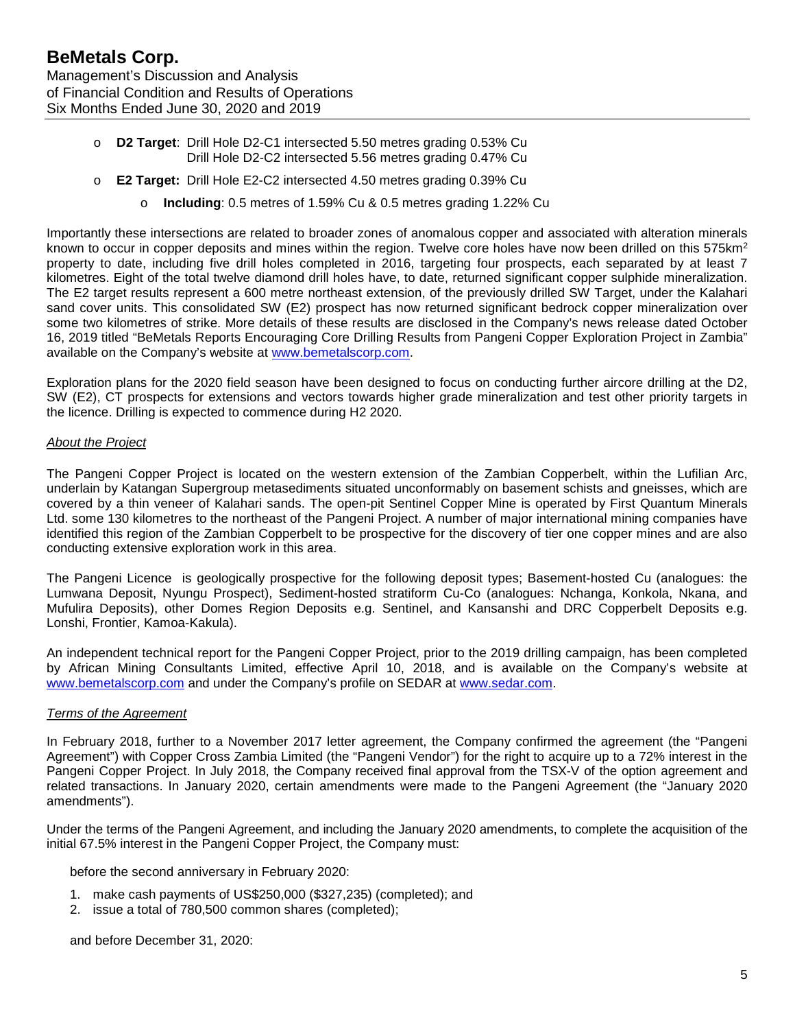- **D2 Target**: Drill Hole D2-C1 intersected 5.50 metres grading 0.53% Cu
  Drill Hole D2-C2 intersected 5.56 metres grading 0.47% Cu
- **E2 Target:** Drill Hole E2-C2 intersected 4.50 metres grading 0.39% Cu
  - **Including**: 0.5 metres of 1.59% Cu & 0.5 metres grading 1.22% Cu

Importantly these intersections are related to broader zones of anomalous copper and associated with alteration minerals known to occur in copper deposits and mines within the region. Twelve core holes have now been drilled on this 575km$^2$ property to date, including five drill holes completed in 2016, targeting four prospects, each separated by at least 7 kilometres. Eight of the total twelve diamond drill holes have, to date, returned significant copper sulphide mineralization. The E2 target results represent a 600 metre northeast extension, of the previously drilled SW Target, under the Kalahari sand cover units. This consolidated SW (E2) prospect has now returned significant bedrock copper mineralization over some two kilometres of strike. More details of these results are disclosed in the Company's news release dated October 16, 2019 titled "BeMetals Reports Encouraging Core Drilling Results from Pangeni Copper Exploration Project in Zambia" available on the Company's website at www.bemetalscorp.com.

Exploration plans for the 2020 field season have been designed to focus on conducting further aircore drilling at the D2, SW (E2), CT prospects for extensions and vectors towards higher grade mineralization and test other priority targets in the licence. Drilling is expected to commence during H2 2020.

*About the Project*

The Pangeni Copper Project is located on the western extension of the Zambian Copperbelt, within the Lufilian Arc, underlain by Katangan Supergroup metasediments situated unconformably on basement schists and gneisses, which are covered by a thin veneer of Kalahari sands. The open-pit Sentinel Copper Mine is operated by First Quantum Minerals Ltd. some 130 kilometres to the northeast of the Pangeni Project. A number of major international mining companies have identified this region of the Zambian Copperbelt to be prospective for the discovery of tier one copper mines and are also conducting extensive exploration work in this area.

The Pangeni Licence is geologically prospective for the following deposit types; Basement-hosted Cu (analogues: the Lumwana Deposit, Nyungu Prospect), Sediment-hosted stratiform Cu-Co (analogues: Nchanga, Konkola, Nkana, and Mufulira Deposits), other Domes Region Deposits e.g. Sentinel, and Kansanshi and DRC Copperbelt Deposits e.g. Lonshi, Frontier, Kamoa-Kakula).

An independent technical report for the Pangeni Copper Project, prior to the 2019 drilling campaign, has been completed by African Mining Consultants Limited, effective April 10, 2018, and is available on the Company's website at www.bemetalscorp.com and under the Company's profile on SEDAR at www.sedar.com.

*Terms of the Agreement*

In February 2018, further to a November 2017 letter agreement, the Company confirmed the agreement (the "Pangeni Agreement") with Copper Cross Zambia Limited (the "Pangeni Vendor") for the right to acquire up to a 72% interest in the Pangeni Copper Project. In July 2018, the Company received final approval from the TSX-V of the option agreement and related transactions. In January 2020, certain amendments were made to the Pangeni Agreement (the "January 2020 amendments").

Under the terms of the Pangeni Agreement, and including the January 2020 amendments, to complete the acquisition of the initial 67.5% interest in the Pangeni Copper Project, the Company must:

before the second anniversary in February 2020:

1. make cash payments of US$250,000 ($327,235) (completed); and
2. issue a total of 780,500 common shares (completed);

and before December 31, 2020: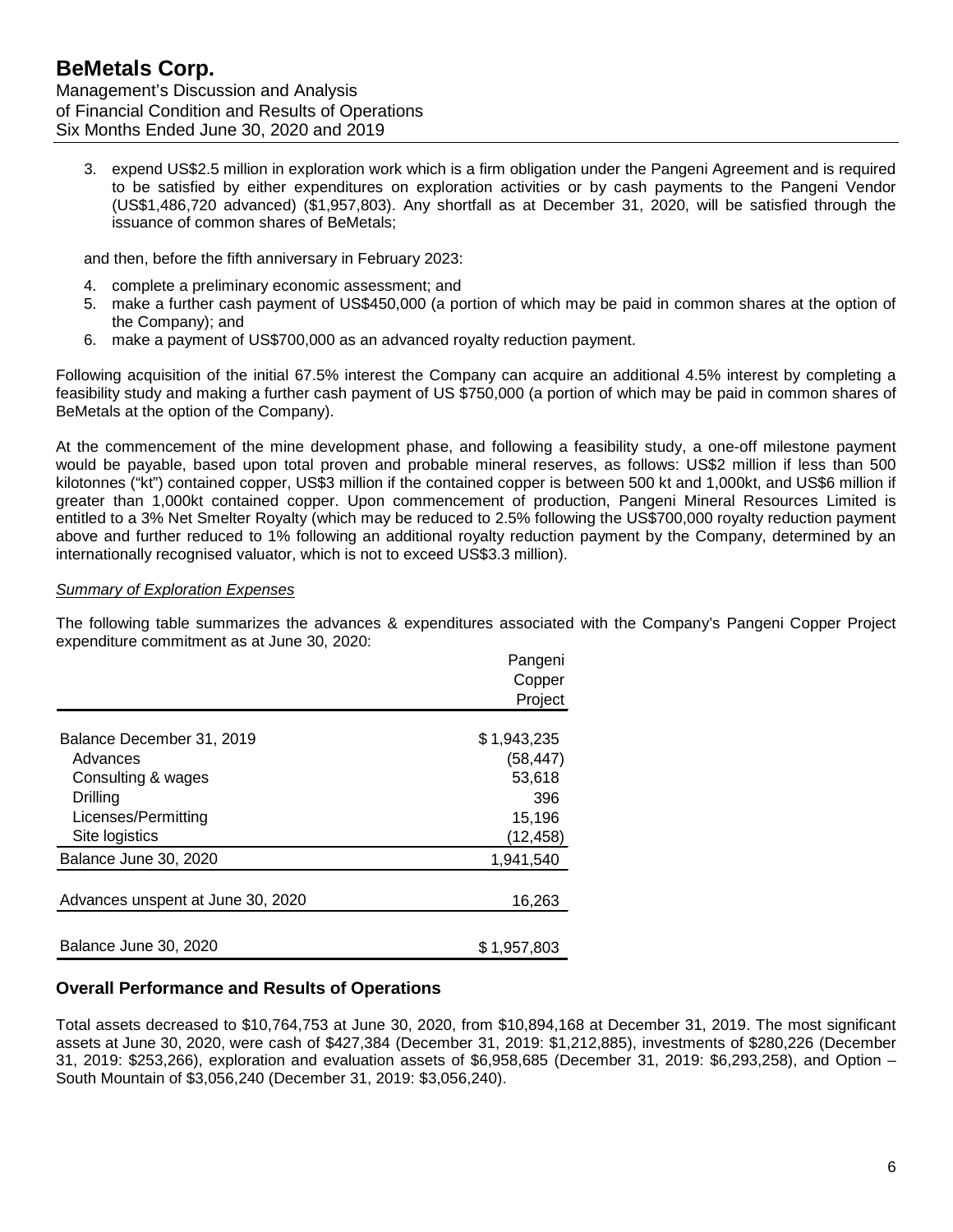3. expend US$2.5 million in exploration work which is a firm obligation under the Pangeni Agreement and is required to be satisfied by either expenditures on exploration activities or by cash payments to the Pangeni Vendor (US$1,486,720 advanced) ($1,957,803). Any shortfall as at December 31, 2020, will be satisfied through the issuance of common shares of BeMetals;

and then, before the fifth anniversary in February 2023:

4. complete a preliminary economic assessment; and
5. make a further cash payment of US$450,000 (a portion of which may be paid in common shares at the option of the Company); and
6. make a payment of US$700,000 as an advanced royalty reduction payment.

Following acquisition of the initial 67.5% interest the Company can acquire an additional 4.5% interest by completing a feasibility study and making a further cash payment of US $750,000 (a portion of which may be paid in common shares of BeMetals at the option of the Company).

At the commencement of the mine development phase, and following a feasibility study, a one-off milestone payment would be payable, based upon total proven and probable mineral reserves, as follows: US$2 million if less than 500 kilotonnes ("kt") contained copper, US$3 million if the contained copper is between 500 kt and 1,000kt, and US$6 million if greater than 1,000kt contained copper. Upon commencement of production, Pangeni Mineral Resources Limited is entitled to a 3% Net Smelter Royalty (which may be reduced to 2.5% following the US$700,000 royalty reduction payment above and further reduced to 1% following an additional royalty reduction payment by the Company, determined by an internationally recognised valuator, which is not to exceed US$3.3 million).

*Summary of Exploration Expenses*

The following table summarizes the advances & expenditures associated with the Company's Pangeni Copper Project expenditure commitment as at June 30, 2020:

| | Pangeni Copper Project |
|---|---|
| Balance December 31, 2019 | $ 1,943,235 |
| Advances | (58,447) |
| Consulting & wages | 53,618 |
| Drilling | 396 |
| Licenses/Permitting | 15,196 |
| Site logistics | (12,458) |
| Balance June 30, 2020 | 1,941,540 |
| Advances unspent at June 30, 2020 | 16,263 |
| Balance June 30, 2020 | $ 1,957,803 |

## Overall Performance and Results of Operations

Total assets decreased to $10,764,753 at June 30, 2020, from $10,894,168 at December 31, 2019. The most significant assets at June 30, 2020, were cash of $427,384 (December 31, 2019: $1,212,885), investments of $280,226 (December 31, 2019: $253,266), exploration and evaluation assets of $6,958,685 (December 31, 2019: $6,293,258), and Option – South Mountain of $3,056,240 (December 31, 2019: $3,056,240).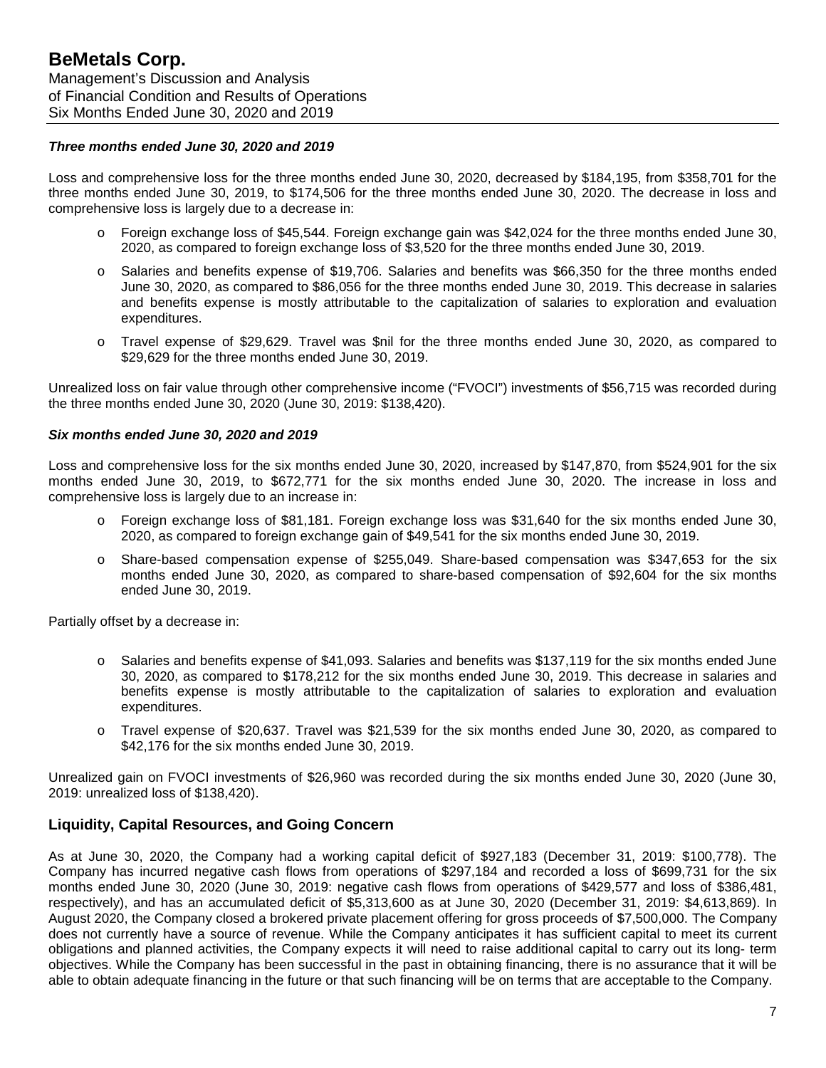### *Three months ended June 30, 2020 and 2019*

Loss and comprehensive loss for the three months ended June 30, 2020, decreased by $184,195, from $358,701 for the three months ended June 30, 2019, to $174,506 for the three months ended June 30, 2020. The decrease in loss and comprehensive loss is largely due to a decrease in:

- Foreign exchange loss of $45,544. Foreign exchange gain was $42,024 for the three months ended June 30, 2020, as compared to foreign exchange loss of $3,520 for the three months ended June 30, 2019.
- Salaries and benefits expense of $19,706. Salaries and benefits was $66,350 for the three months ended June 30, 2020, as compared to $86,056 for the three months ended June 30, 2019. This decrease in salaries and benefits expense is mostly attributable to the capitalization of salaries to exploration and evaluation expenditures.
- Travel expense of $29,629. Travel was $nil for the three months ended June 30, 2020, as compared to $29,629 for the three months ended June 30, 2019.

Unrealized loss on fair value through other comprehensive income ("FVOCI") investments of $56,715 was recorded during the three months ended June 30, 2020 (June 30, 2019: $138,420).

### *Six months ended June 30, 2020 and 2019*

Loss and comprehensive loss for the six months ended June 30, 2020, increased by $147,870, from $524,901 for the six months ended June 30, 2019, to $672,771 for the six months ended June 30, 2020. The increase in loss and comprehensive loss is largely due to an increase in:

- Foreign exchange loss of $81,181. Foreign exchange loss was $31,640 for the six months ended June 30, 2020, as compared to foreign exchange gain of $49,541 for the six months ended June 30, 2019.
- Share-based compensation expense of $255,049. Share-based compensation was $347,653 for the six months ended June 30, 2020, as compared to share-based compensation of $92,604 for the six months ended June 30, 2019.

Partially offset by a decrease in:

- Salaries and benefits expense of $41,093. Salaries and benefits was $137,119 for the six months ended June 30, 2020, as compared to $178,212 for the six months ended June 30, 2019. This decrease in salaries and benefits expense is mostly attributable to the capitalization of salaries to exploration and evaluation expenditures.
- Travel expense of $20,637. Travel was $21,539 for the six months ended June 30, 2020, as compared to $42,176 for the six months ended June 30, 2019.

Unrealized gain on FVOCI investments of $26,960 was recorded during the six months ended June 30, 2020 (June 30, 2019: unrealized loss of $138,420).

## Liquidity, Capital Resources, and Going Concern

As at June 30, 2020, the Company had a working capital deficit of $927,183 (December 31, 2019: $100,778). The Company has incurred negative cash flows from operations of $297,184 and recorded a loss of $699,731 for the six months ended June 30, 2020 (June 30, 2019: negative cash flows from operations of $429,577 and loss of $386,481, respectively), and has an accumulated deficit of $5,313,600 as at June 30, 2020 (December 31, 2019: $4,613,869). In August 2020, the Company closed a brokered private placement offering for gross proceeds of $7,500,000. The Company does not currently have a source of revenue. While the Company anticipates it has sufficient capital to meet its current obligations and planned activities, the Company expects it will need to raise additional capital to carry out its long- term objectives. While the Company has been successful in the past in obtaining financing, there is no assurance that it will be able to obtain adequate financing in the future or that such financing will be on terms that are acceptable to the Company.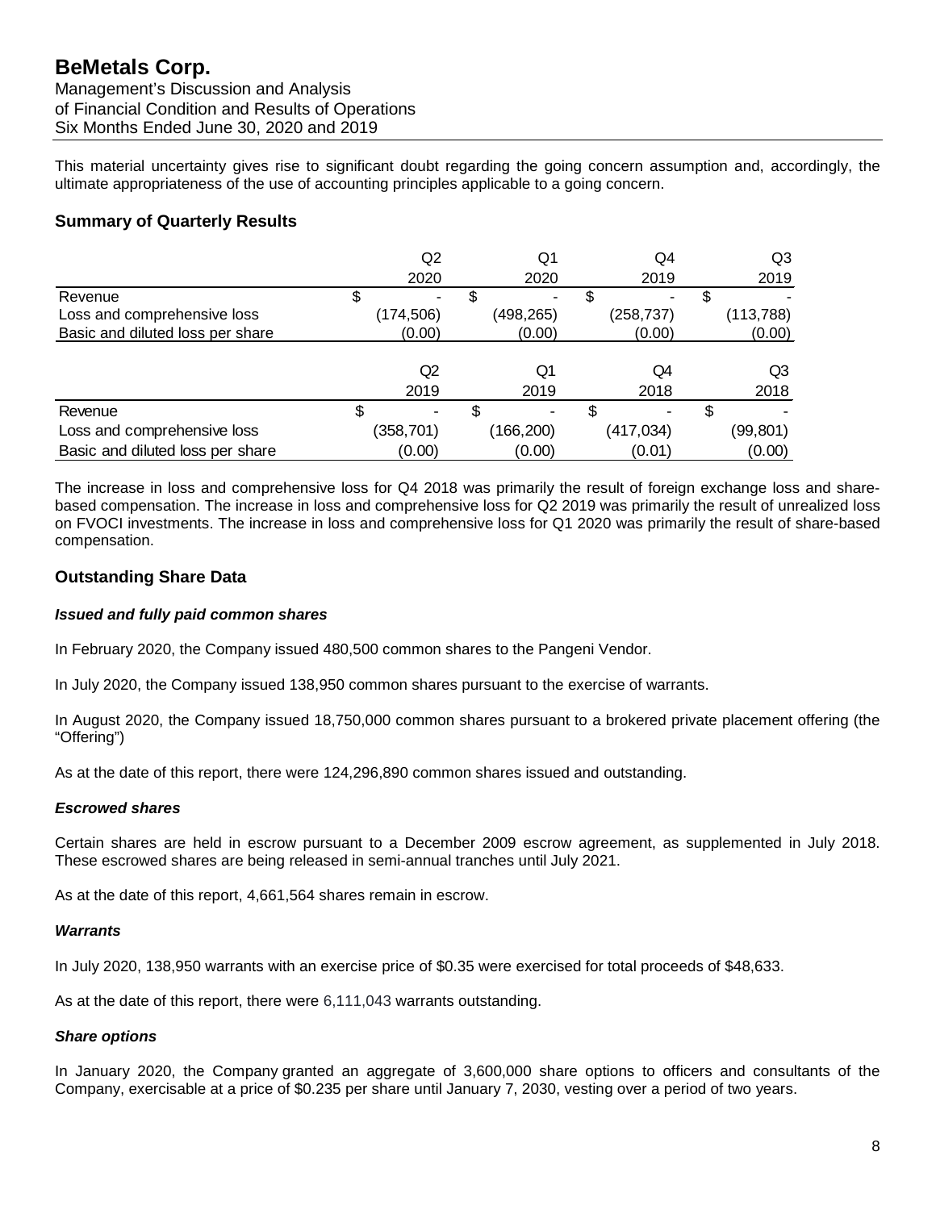This material uncertainty gives rise to significant doubt regarding the going concern assumption and, accordingly, the ultimate appropriateness of the use of accounting principles applicable to a going concern.

## Summary of Quarterly Results

| | Q2 2020 | Q1 2020 | Q4 2019 | Q3 2019 |
|---|---|---|---|---|
| Revenue | $ - | $ - | $ - | $ - |
| Loss and comprehensive loss | (174,506) | (498,265) | (258,737) | (113,788) |
| Basic and diluted loss per share | (0.00) | (0.00) | (0.00) | (0.00) |

| | Q2 2019 | Q1 2019 | Q4 2018 | Q3 2018 |
|---|---|---|---|---|
| Revenue | $ - | $ - | $ - | $ - |
| Loss and comprehensive loss | (358,701) | (166,200) | (417,034) | (99,801) |
| Basic and diluted loss per share | (0.00) | (0.00) | (0.01) | (0.00) |

The increase in loss and comprehensive loss for Q4 2018 was primarily the result of foreign exchange loss and share-based compensation. The increase in loss and comprehensive loss for Q2 2019 was primarily the result of unrealized loss on FVOCI investments. The increase in loss and comprehensive loss for Q1 2020 was primarily the result of share-based compensation.

## Outstanding Share Data

***Issued and fully paid common shares***

In February 2020, the Company issued 480,500 common shares to the Pangeni Vendor.

In July 2020, the Company issued 138,950 common shares pursuant to the exercise of warrants.

In August 2020, the Company issued 18,750,000 common shares pursuant to a brokered private placement offering (the "Offering")

As at the date of this report, there were 124,296,890 common shares issued and outstanding.

***Escrowed shares***

Certain shares are held in escrow pursuant to a December 2009 escrow agreement, as supplemented in July 2018. These escrowed shares are being released in semi-annual tranches until July 2021.

As at the date of this report, 4,661,564 shares remain in escrow.

***Warrants***

In July 2020, 138,950 warrants with an exercise price of $0.35 were exercised for total proceeds of $48,633.

As at the date of this report, there were 6,111,043 warrants outstanding.

***Share options***

In January 2020, the Company granted an aggregate of 3,600,000 share options to officers and consultants of the Company, exercisable at a price of $0.235 per share until January 7, 2030, vesting over a period of two years.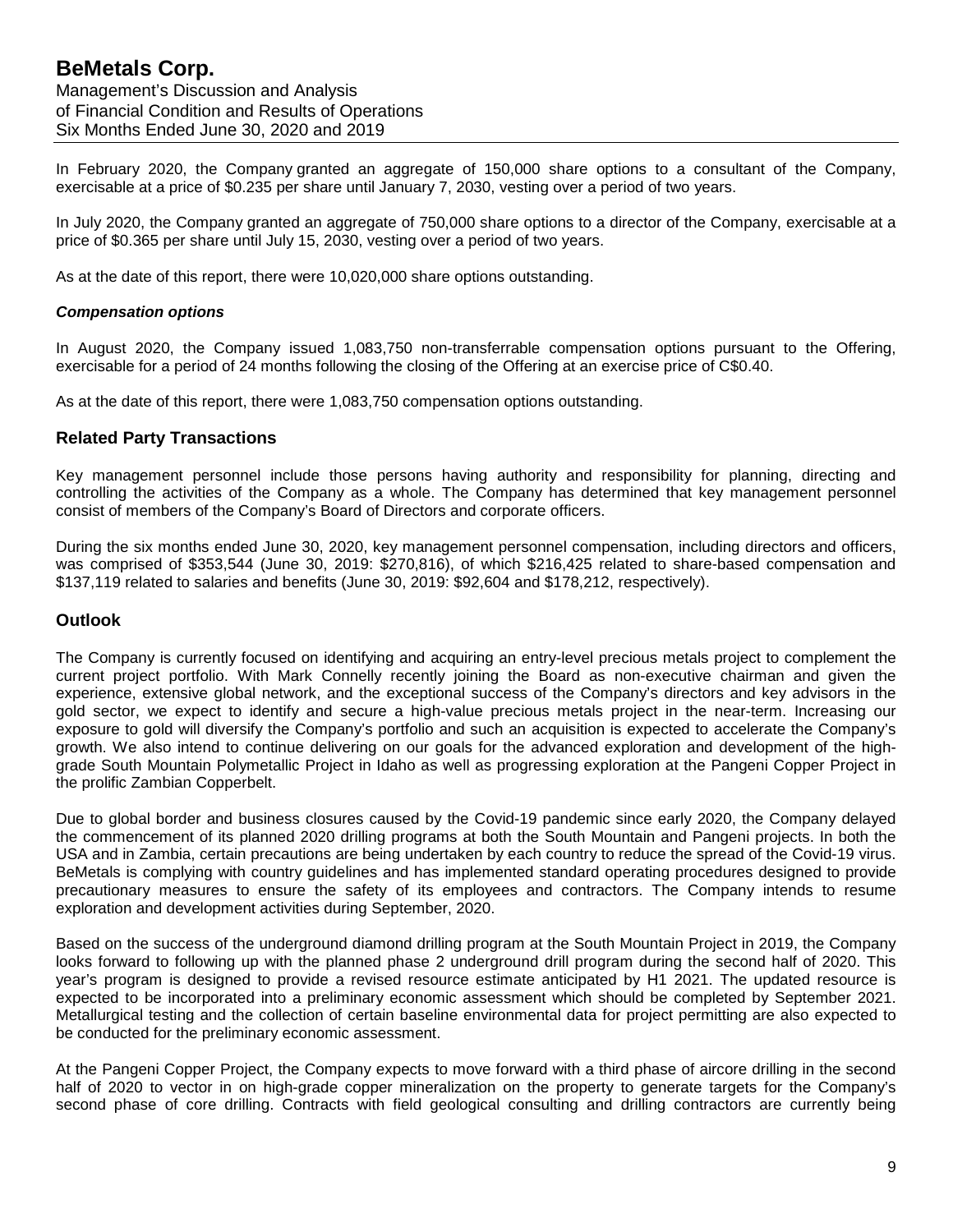In February 2020, the Company granted an aggregate of 150,000 share options to a consultant of the Company, exercisable at a price of $0.235 per share until January 7, 2030, vesting over a period of two years.

In July 2020, the Company granted an aggregate of 750,000 share options to a director of the Company, exercisable at a price of $0.365 per share until July 15, 2030, vesting over a period of two years.

As at the date of this report, there were 10,020,000 share options outstanding.

***Compensation options***

In August 2020, the Company issued 1,083,750 non-transferrable compensation options pursuant to the Offering, exercisable for a period of 24 months following the closing of the Offering at an exercise price of C$0.40.

As at the date of this report, there were 1,083,750 compensation options outstanding.

## Related Party Transactions

Key management personnel include those persons having authority and responsibility for planning, directing and controlling the activities of the Company as a whole. The Company has determined that key management personnel consist of members of the Company's Board of Directors and corporate officers.

During the six months ended June 30, 2020, key management personnel compensation, including directors and officers, was comprised of $353,544 (June 30, 2019: $270,816), of which $216,425 related to share-based compensation and $137,119 related to salaries and benefits (June 30, 2019: $92,604 and $178,212, respectively).

## Outlook

The Company is currently focused on identifying and acquiring an entry-level precious metals project to complement the current project portfolio. With Mark Connelly recently joining the Board as non-executive chairman and given the experience, extensive global network, and the exceptional success of the Company's directors and key advisors in the gold sector, we expect to identify and secure a high-value precious metals project in the near-term. Increasing our exposure to gold will diversify the Company's portfolio and such an acquisition is expected to accelerate the Company's growth. We also intend to continue delivering on our goals for the advanced exploration and development of the high-grade South Mountain Polymetallic Project in Idaho as well as progressing exploration at the Pangeni Copper Project in the prolific Zambian Copperbelt.

Due to global border and business closures caused by the Covid-19 pandemic since early 2020, the Company delayed the commencement of its planned 2020 drilling programs at both the South Mountain and Pangeni projects. In both the USA and in Zambia, certain precautions are being undertaken by each country to reduce the spread of the Covid-19 virus. BeMetals is complying with country guidelines and has implemented standard operating procedures designed to provide precautionary measures to ensure the safety of its employees and contractors. The Company intends to resume exploration and development activities during September, 2020.

Based on the success of the underground diamond drilling program at the South Mountain Project in 2019, the Company looks forward to following up with the planned phase 2 underground drill program during the second half of 2020. This year's program is designed to provide a revised resource estimate anticipated by H1 2021. The updated resource is expected to be incorporated into a preliminary economic assessment which should be completed by September 2021. Metallurgical testing and the collection of certain baseline environmental data for project permitting are also expected to be conducted for the preliminary economic assessment.

At the Pangeni Copper Project, the Company expects to move forward with a third phase of aircore drilling in the second half of 2020 to vector in on high-grade copper mineralization on the property to generate targets for the Company's second phase of core drilling. Contracts with field geological consulting and drilling contractors are currently being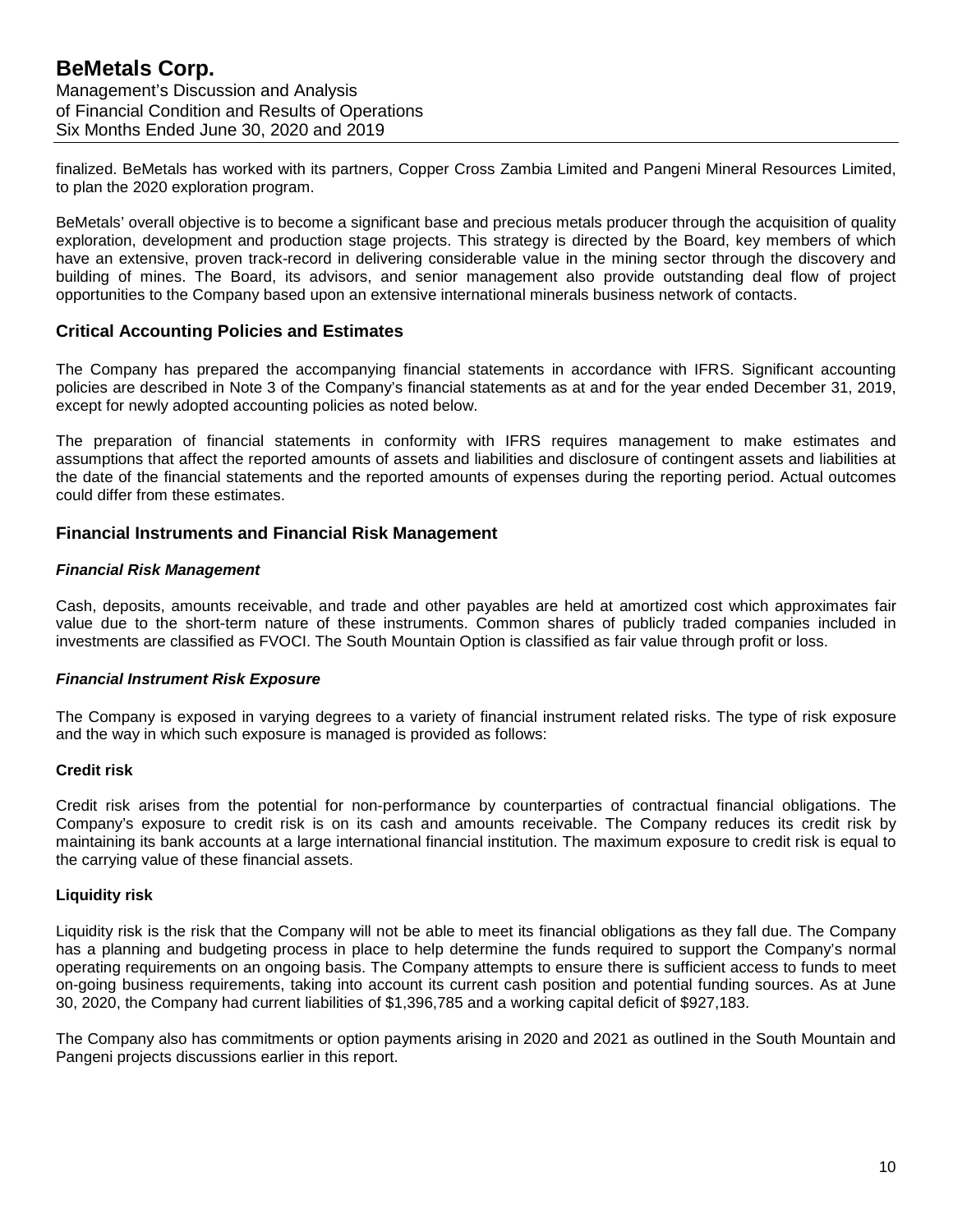finalized. BeMetals has worked with its partners, Copper Cross Zambia Limited and Pangeni Mineral Resources Limited, to plan the 2020 exploration program.

BeMetals' overall objective is to become a significant base and precious metals producer through the acquisition of quality exploration, development and production stage projects. This strategy is directed by the Board, key members of which have an extensive, proven track-record in delivering considerable value in the mining sector through the discovery and building of mines. The Board, its advisors, and senior management also provide outstanding deal flow of project opportunities to the Company based upon an extensive international minerals business network of contacts.

## Critical Accounting Policies and Estimates

The Company has prepared the accompanying financial statements in accordance with IFRS. Significant accounting policies are described in Note 3 of the Company's financial statements as at and for the year ended December 31, 2019, except for newly adopted accounting policies as noted below.

The preparation of financial statements in conformity with IFRS requires management to make estimates and assumptions that affect the reported amounts of assets and liabilities and disclosure of contingent assets and liabilities at the date of the financial statements and the reported amounts of expenses during the reporting period. Actual outcomes could differ from these estimates.

## Financial Instruments and Financial Risk Management

### *Financial Risk Management*

Cash, deposits, amounts receivable, and trade and other payables are held at amortized cost which approximates fair value due to the short-term nature of these instruments. Common shares of publicly traded companies included in investments are classified as FVOCI. The South Mountain Option is classified as fair value through profit or loss.

### *Financial Instrument Risk Exposure*

The Company is exposed in varying degrees to a variety of financial instrument related risks. The type of risk exposure and the way in which such exposure is managed is provided as follows:

#### Credit risk

Credit risk arises from the potential for non-performance by counterparties of contractual financial obligations. The Company's exposure to credit risk is on its cash and amounts receivable. The Company reduces its credit risk by maintaining its bank accounts at a large international financial institution. The maximum exposure to credit risk is equal to the carrying value of these financial assets.

#### Liquidity risk

Liquidity risk is the risk that the Company will not be able to meet its financial obligations as they fall due. The Company has a planning and budgeting process in place to help determine the funds required to support the Company's normal operating requirements on an ongoing basis. The Company attempts to ensure there is sufficient access to funds to meet on-going business requirements, taking into account its current cash position and potential funding sources. As at June 30, 2020, the Company had current liabilities of $1,396,785 and a working capital deficit of $927,183.

The Company also has commitments or option payments arising in 2020 and 2021 as outlined in the South Mountain and Pangeni projects discussions earlier in this report.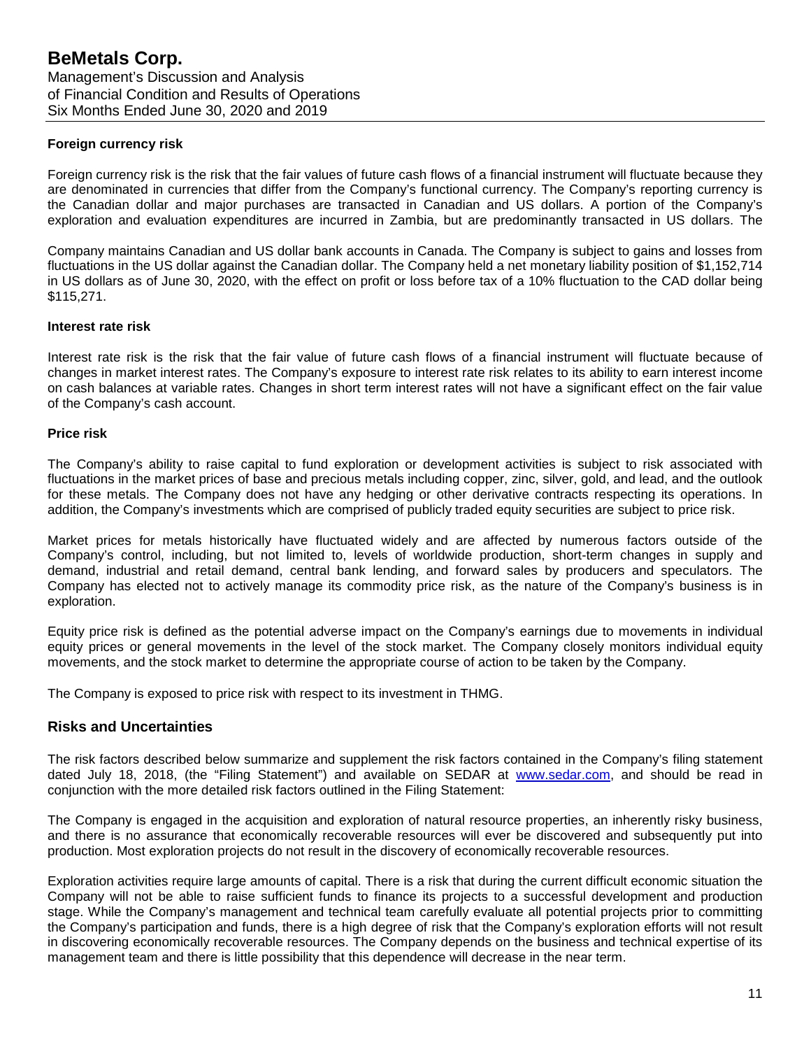### Foreign currency risk

Foreign currency risk is the risk that the fair values of future cash flows of a financial instrument will fluctuate because they are denominated in currencies that differ from the Company's functional currency. The Company's reporting currency is the Canadian dollar and major purchases are transacted in Canadian and US dollars. A portion of the Company's exploration and evaluation expenditures are incurred in Zambia, but are predominantly transacted in US dollars. The

Company maintains Canadian and US dollar bank accounts in Canada. The Company is subject to gains and losses from fluctuations in the US dollar against the Canadian dollar. The Company held a net monetary liability position of $1,152,714 in US dollars as of June 30, 2020, with the effect on profit or loss before tax of a 10% fluctuation to the CAD dollar being $115,271.

### Interest rate risk

Interest rate risk is the risk that the fair value of future cash flows of a financial instrument will fluctuate because of changes in market interest rates. The Company's exposure to interest rate risk relates to its ability to earn interest income on cash balances at variable rates. Changes in short term interest rates will not have a significant effect on the fair value of the Company's cash account.

### Price risk

The Company's ability to raise capital to fund exploration or development activities is subject to risk associated with fluctuations in the market prices of base and precious metals including copper, zinc, silver, gold, and lead, and the outlook for these metals. The Company does not have any hedging or other derivative contracts respecting its operations. In addition, the Company's investments which are comprised of publicly traded equity securities are subject to price risk.

Market prices for metals historically have fluctuated widely and are affected by numerous factors outside of the Company's control, including, but not limited to, levels of worldwide production, short-term changes in supply and demand, industrial and retail demand, central bank lending, and forward sales by producers and speculators. The Company has elected not to actively manage its commodity price risk, as the nature of the Company's business is in exploration.

Equity price risk is defined as the potential adverse impact on the Company's earnings due to movements in individual equity prices or general movements in the level of the stock market. The Company closely monitors individual equity movements, and the stock market to determine the appropriate course of action to be taken by the Company.

The Company is exposed to price risk with respect to its investment in THMG.

## Risks and Uncertainties

The risk factors described below summarize and supplement the risk factors contained in the Company's filing statement dated July 18, 2018, (the "Filing Statement") and available on SEDAR at www.sedar.com, and should be read in conjunction with the more detailed risk factors outlined in the Filing Statement:

The Company is engaged in the acquisition and exploration of natural resource properties, an inherently risky business, and there is no assurance that economically recoverable resources will ever be discovered and subsequently put into production. Most exploration projects do not result in the discovery of economically recoverable resources.

Exploration activities require large amounts of capital. There is a risk that during the current difficult economic situation the Company will not be able to raise sufficient funds to finance its projects to a successful development and production stage. While the Company's management and technical team carefully evaluate all potential projects prior to committing the Company's participation and funds, there is a high degree of risk that the Company's exploration efforts will not result in discovering economically recoverable resources. The Company depends on the business and technical expertise of its management team and there is little possibility that this dependence will decrease in the near term.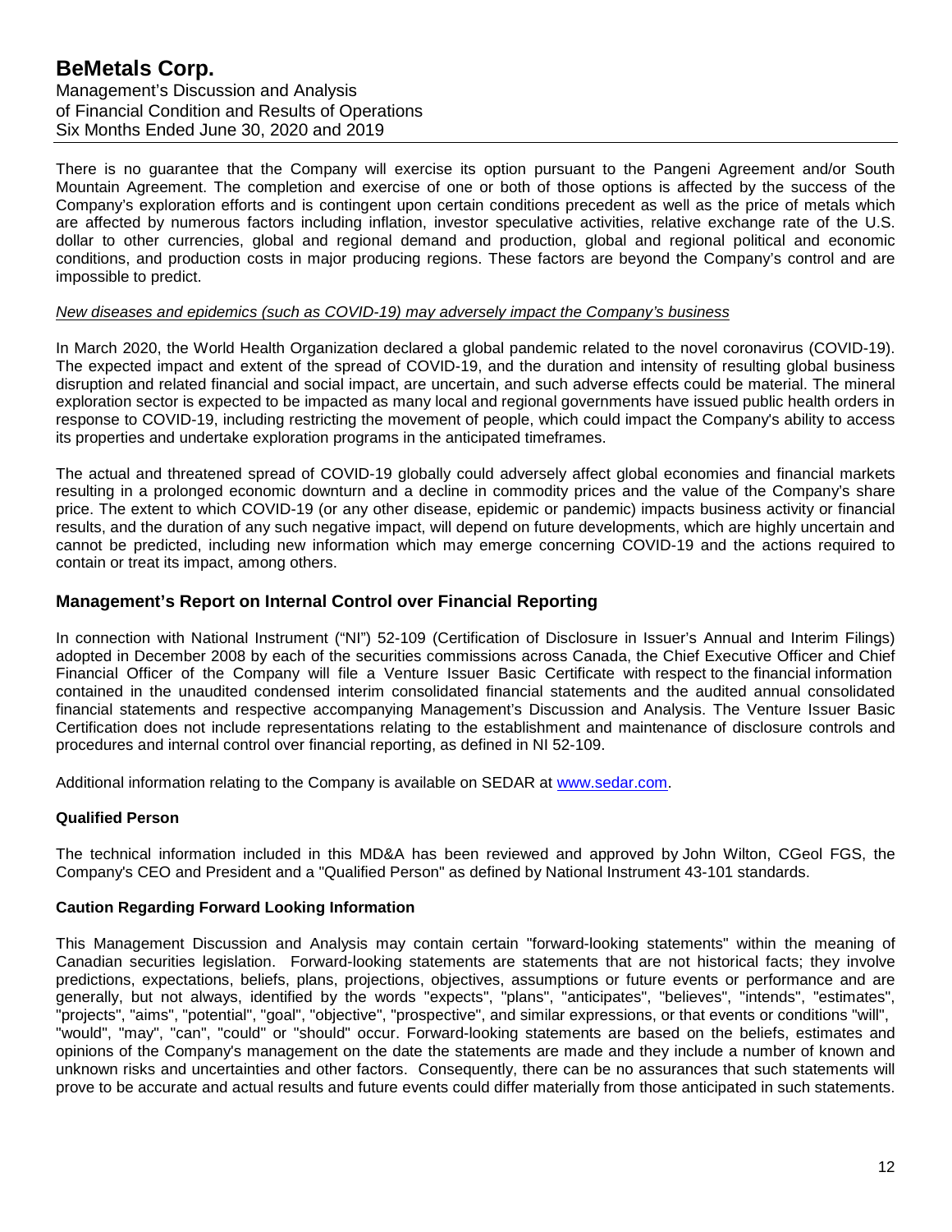There is no guarantee that the Company will exercise its option pursuant to the Pangeni Agreement and/or South Mountain Agreement. The completion and exercise of one or both of those options is affected by the success of the Company's exploration efforts and is contingent upon certain conditions precedent as well as the price of metals which are affected by numerous factors including inflation, investor speculative activities, relative exchange rate of the U.S. dollar to other currencies, global and regional demand and production, global and regional political and economic conditions, and production costs in major producing regions. These factors are beyond the Company's control and are impossible to predict.

*New diseases and epidemics (such as COVID-19) may adversely impact the Company's business*

In March 2020, the World Health Organization declared a global pandemic related to the novel coronavirus (COVID-19). The expected impact and extent of the spread of COVID-19, and the duration and intensity of resulting global business disruption and related financial and social impact, are uncertain, and such adverse effects could be material. The mineral exploration sector is expected to be impacted as many local and regional governments have issued public health orders in response to COVID-19, including restricting the movement of people, which could impact the Company's ability to access its properties and undertake exploration programs in the anticipated timeframes.

The actual and threatened spread of COVID-19 globally could adversely affect global economies and financial markets resulting in a prolonged economic downturn and a decline in commodity prices and the value of the Company's share price. The extent to which COVID-19 (or any other disease, epidemic or pandemic) impacts business activity or financial results, and the duration of any such negative impact, will depend on future developments, which are highly uncertain and cannot be predicted, including new information which may emerge concerning COVID-19 and the actions required to contain or treat its impact, among others.

## Management's Report on Internal Control over Financial Reporting

In connection with National Instrument ("NI") 52-109 (Certification of Disclosure in Issuer's Annual and Interim Filings) adopted in December 2008 by each of the securities commissions across Canada, the Chief Executive Officer and Chief Financial Officer of the Company will file a Venture Issuer Basic Certificate with respect to the financial information contained in the unaudited condensed interim consolidated financial statements and the audited annual consolidated financial statements and respective accompanying Management's Discussion and Analysis. The Venture Issuer Basic Certification does not include representations relating to the establishment and maintenance of disclosure controls and procedures and internal control over financial reporting, as defined in NI 52-109.

Additional information relating to the Company is available on SEDAR at www.sedar.com.

### Qualified Person

The technical information included in this MD&A has been reviewed and approved by John Wilton, CGeol FGS, the Company's CEO and President and a "Qualified Person" as defined by National Instrument 43-101 standards.

### Caution Regarding Forward Looking Information

This Management Discussion and Analysis may contain certain "forward-looking statements" within the meaning of Canadian securities legislation. Forward-looking statements are statements that are not historical facts; they involve predictions, expectations, beliefs, plans, projections, objectives, assumptions or future events or performance and are generally, but not always, identified by the words "expects", "plans", "anticipates", "believes", "intends", "estimates", "projects", "aims", "potential", "goal", "objective", "prospective", and similar expressions, or that events or conditions "will", "would", "may", "can", "could" or "should" occur. Forward-looking statements are based on the beliefs, estimates and opinions of the Company's management on the date the statements are made and they include a number of known and unknown risks and uncertainties and other factors. Consequently, there can be no assurances that such statements will prove to be accurate and actual results and future events could differ materially from those anticipated in such statements.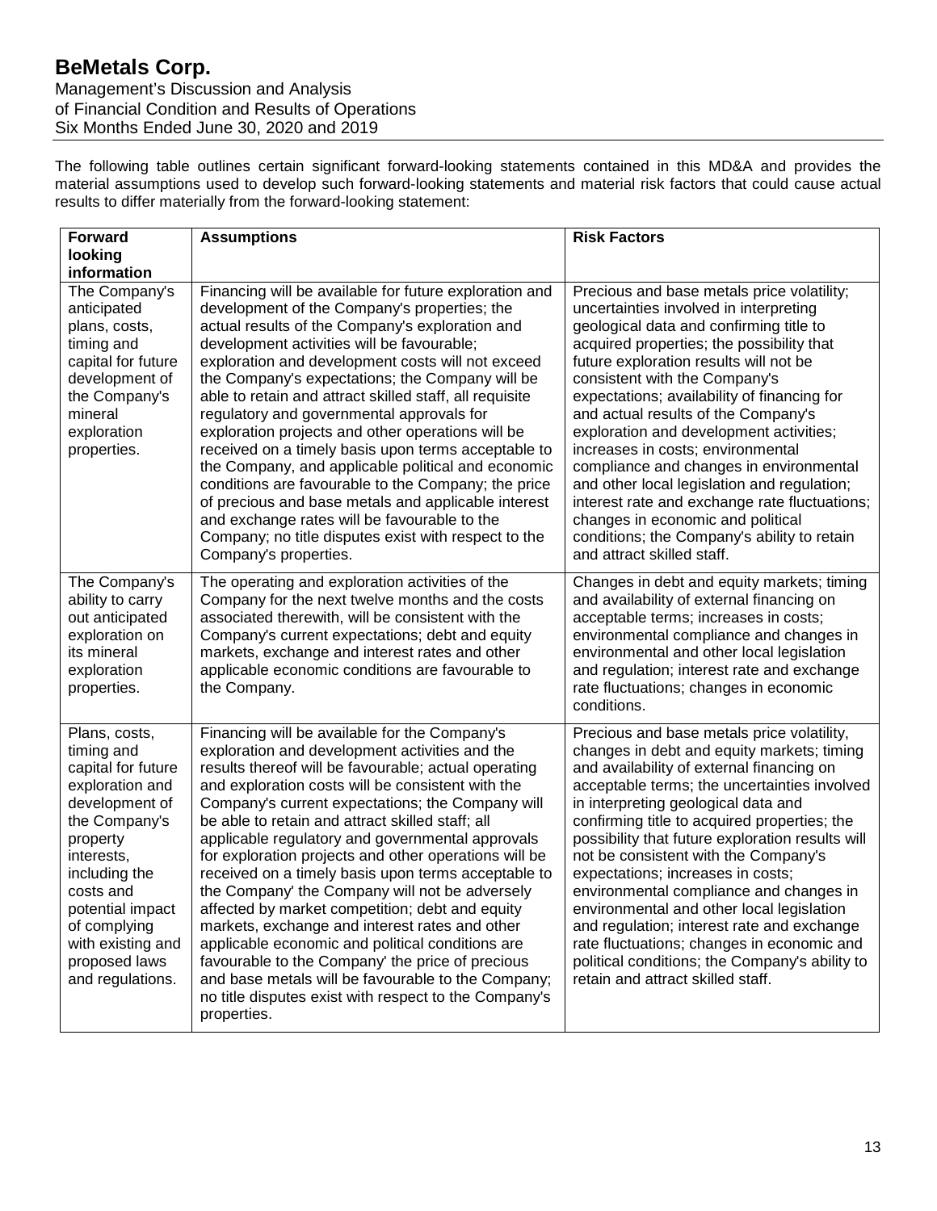The following table outlines certain significant forward-looking statements contained in this MD&A and provides the material assumptions used to develop such forward-looking statements and material risk factors that could cause actual results to differ materially from the forward-looking statement:

| Forward looking information | Assumptions | Risk Factors |
| --- | --- | --- |
| The Company's anticipated plans, costs, timing and capital for future development of the Company's mineral exploration properties. | Financing will be available for future exploration and development of the Company's properties; the actual results of the Company's exploration and development activities will be favourable; exploration and development costs will not exceed the Company's expectations; the Company will be able to retain and attract skilled staff, all requisite regulatory and governmental approvals for exploration projects and other operations will be received on a timely basis upon terms acceptable to the Company, and applicable political and economic conditions are favourable to the Company; the price of precious and base metals and applicable interest and exchange rates will be favourable to the Company; no title disputes exist with respect to the Company's properties. | Precious and base metals price volatility; uncertainties involved in interpreting geological data and confirming title to acquired properties; the possibility that future exploration results will not be consistent with the Company's expectations; availability of financing for and actual results of the Company's exploration and development activities; increases in costs; environmental compliance and changes in environmental and other local legislation and regulation; interest rate and exchange rate fluctuations; changes in economic and political conditions; the Company's ability to retain and attract skilled staff. |
| The Company's ability to carry out anticipated exploration on its mineral exploration properties. | The operating and exploration activities of the Company for the next twelve months and the costs associated therewith, will be consistent with the Company's current expectations; debt and equity markets, exchange and interest rates and other applicable economic conditions are favourable to the Company. | Changes in debt and equity markets; timing and availability of external financing on acceptable terms; increases in costs; environmental compliance and changes in environmental and other local legislation and regulation; interest rate and exchange rate fluctuations; changes in economic conditions. |
| Plans, costs, timing and capital for future exploration and development of the Company's property interests, including the costs and potential impact of complying with existing and proposed laws and regulations. | Financing will be available for the Company's exploration and development activities and the results thereof will be favourable; actual operating and exploration costs will be consistent with the Company's current expectations; the Company will be able to retain and attract skilled staff; all applicable regulatory and governmental approvals for exploration projects and other operations will be received on a timely basis upon terms acceptable to the Company' the Company will not be adversely affected by market competition; debt and equity markets, exchange and interest rates and other applicable economic and political conditions are favourable to the Company' the price of precious and base metals will be favourable to the Company; no title disputes exist with respect to the Company's properties. | Precious and base metals price volatility, changes in debt and equity markets; timing and availability of external financing on acceptable terms; the uncertainties involved in interpreting geological data and confirming title to acquired properties; the possibility that future exploration results will not be consistent with the Company's expectations; increases in costs; environmental compliance and changes in environmental and other local legislation and regulation; interest rate and exchange rate fluctuations; changes in economic and political conditions; the Company's ability to retain and attract skilled staff. |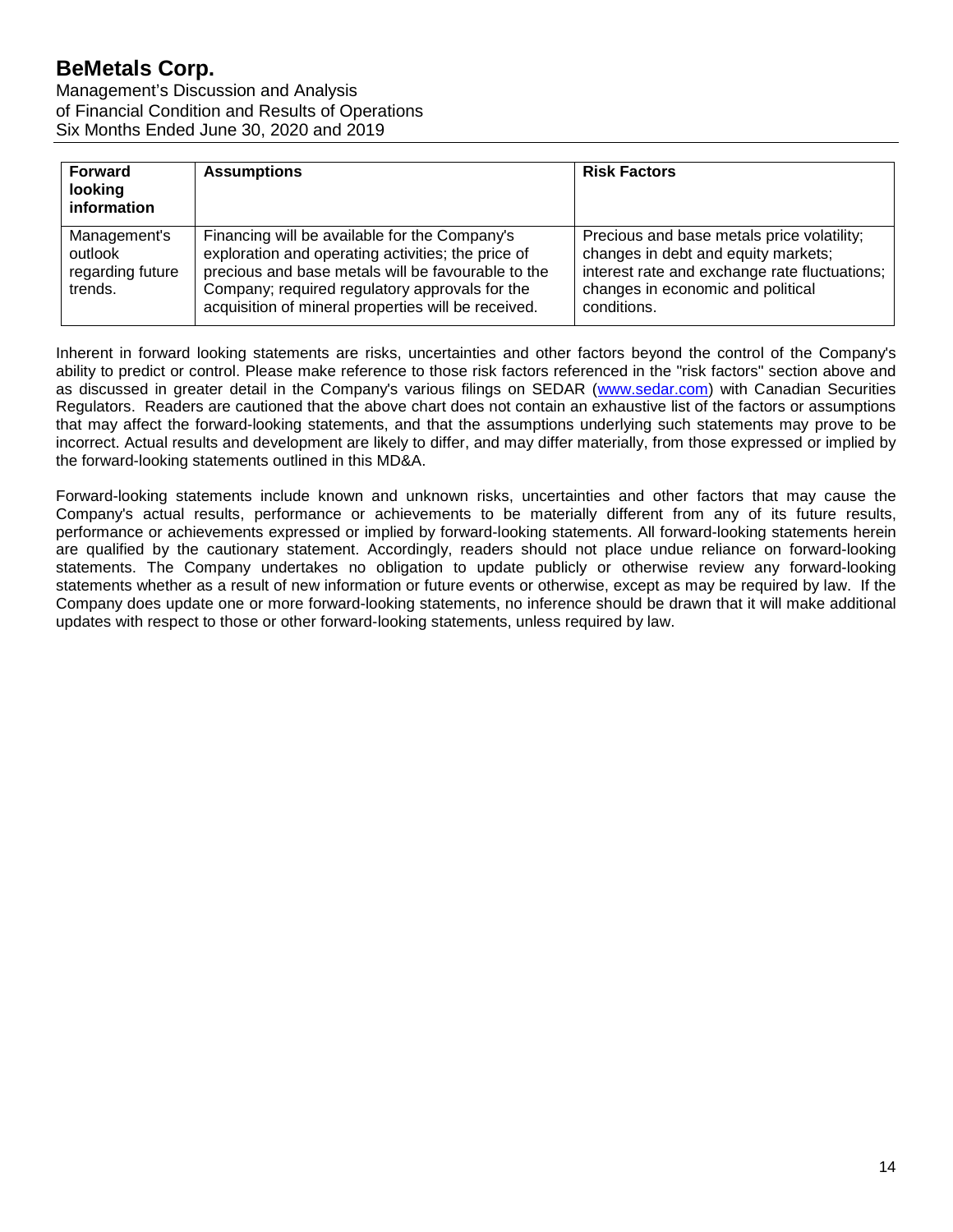| Forward looking information | Assumptions | Risk Factors |
|---|---|---|
| Management's outlook regarding future trends. | Financing will be available for the Company's exploration and operating activities; the price of precious and base metals will be favourable to the Company; required regulatory approvals for the acquisition of mineral properties will be received. | Precious and base metals price volatility; changes in debt and equity markets; interest rate and exchange rate fluctuations; changes in economic and political conditions. |

Inherent in forward looking statements are risks, uncertainties and other factors beyond the control of the Company's ability to predict or control. Please make reference to those risk factors referenced in the "risk factors" section above and as discussed in greater detail in the Company's various filings on SEDAR (www.sedar.com) with Canadian Securities Regulators. Readers are cautioned that the above chart does not contain an exhaustive list of the factors or assumptions that may affect the forward-looking statements, and that the assumptions underlying such statements may prove to be incorrect. Actual results and development are likely to differ, and may differ materially, from those expressed or implied by the forward-looking statements outlined in this MD&A.

Forward-looking statements include known and unknown risks, uncertainties and other factors that may cause the Company's actual results, performance or achievements to be materially different from any of its future results, performance or achievements expressed or implied by forward-looking statements. All forward-looking statements herein are qualified by the cautionary statement. Accordingly, readers should not place undue reliance on forward-looking statements. The Company undertakes no obligation to update publicly or otherwise review any forward-looking statements whether as a result of new information or future events or otherwise, except as may be required by law. If the Company does update one or more forward-looking statements, no inference should be drawn that it will make additional updates with respect to those or other forward-looking statements, unless required by law.